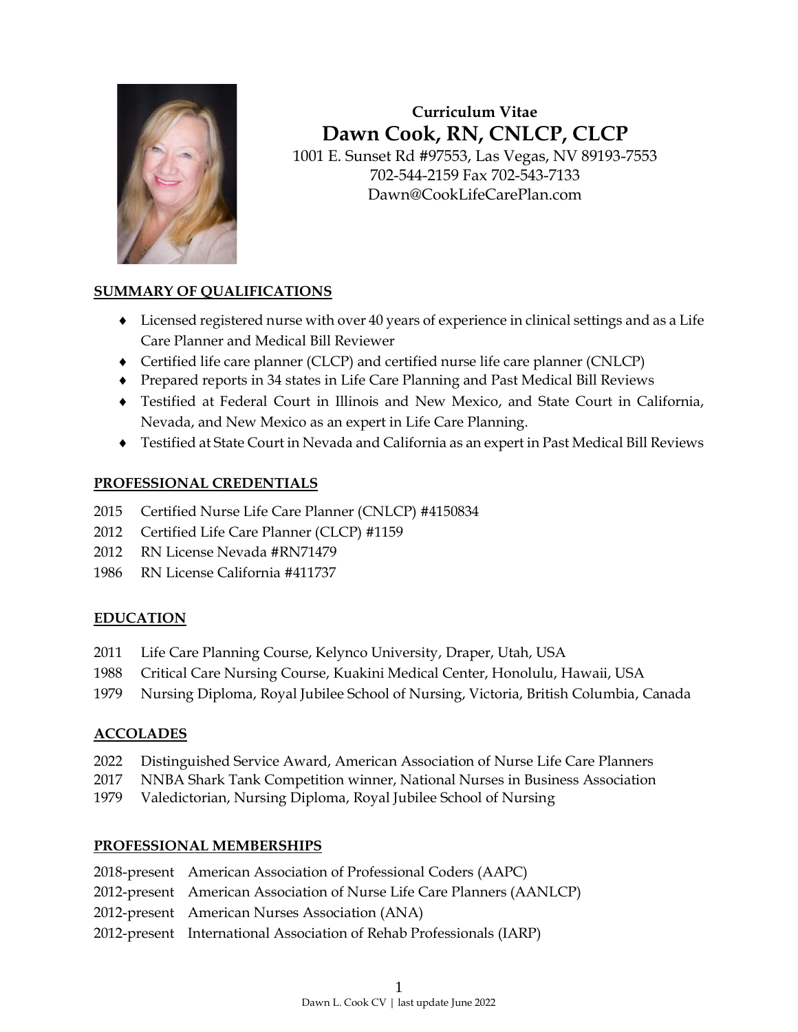**Curriculum Vitae**

# Dawn Cook, RN, CNLCP, CLCP

1001 E. Sunset Rd #97553, Las Vegas, NV 89193-7553
702-544-2159 Fax 702-543-7133
Dawn@CookLifeCarePlan.com

## SUMMARY OF QUALIFICATIONS

- Licensed registered nurse with over 40 years of experience in clinical settings and as a Life Care Planner and Medical Bill Reviewer
- Certified life care planner (CLCP) and certified nurse life care planner (CNLCP)
- Prepared reports in 34 states in Life Care Planning and Past Medical Bill Reviews
- Testified at Federal Court in Illinois and New Mexico, and State Court in California, Nevada, and New Mexico as an expert in Life Care Planning.
- Testified at State Court in Nevada and California as an expert in Past Medical Bill Reviews

## PROFESSIONAL CREDENTIALS

2015 Certified Nurse Life Care Planner (CNLCP) #4150834
2012 Certified Life Care Planner (CLCP) #1159
2012 RN License Nevada #RN71479
1986 RN License California #411737

## EDUCATION

2011 Life Care Planning Course, Kelynco University, Draper, Utah, USA
1988 Critical Care Nursing Course, Kuakini Medical Center, Honolulu, Hawaii, USA
1979 Nursing Diploma, Royal Jubilee School of Nursing, Victoria, British Columbia, Canada

## ACCOLADES

2022 Distinguished Service Award, American Association of Nurse Life Care Planners
2017 NNBA Shark Tank Competition winner, National Nurses in Business Association
1979 Valedictorian, Nursing Diploma, Royal Jubilee School of Nursing

## PROFESSIONAL MEMBERSHIPS

2018-present American Association of Professional Coders (AAPC)
2012-present American Association of Nurse Life Care Planners (AANLCP)
2012-present American Nurses Association (ANA)
2012-present International Association of Rehab Professionals (IARP)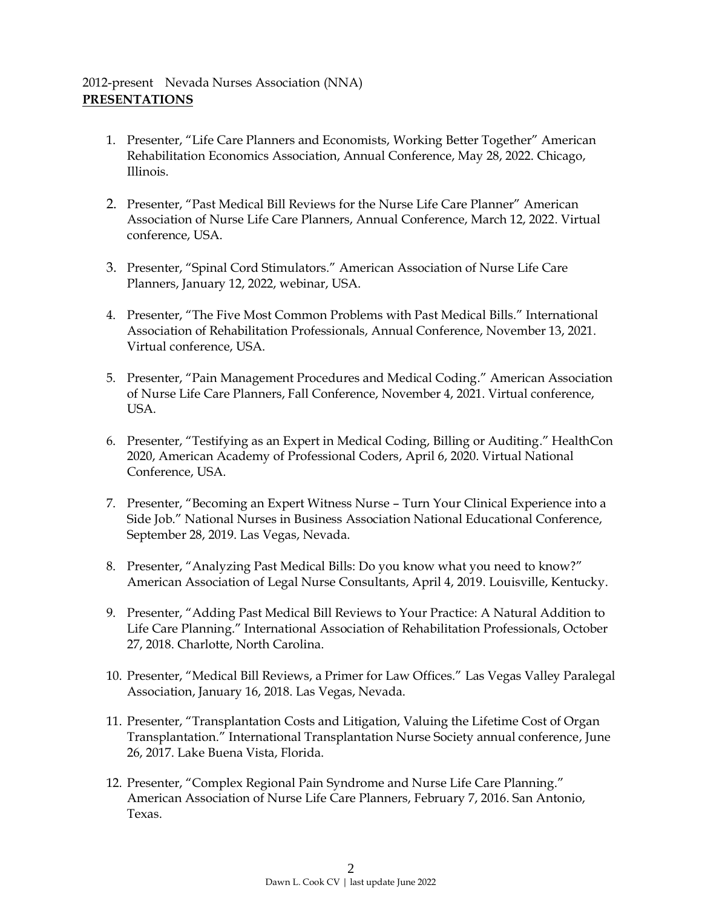2012-present Nevada Nurses Association (NNA)

**PRESENTATIONS**

1. Presenter, "Life Care Planners and Economists, Working Better Together" American Rehabilitation Economics Association, Annual Conference, May 28, 2022. Chicago, Illinois.
2. Presenter, "Past Medical Bill Reviews for the Nurse Life Care Planner" American Association of Nurse Life Care Planners, Annual Conference, March 12, 2022. Virtual conference, USA.
3. Presenter, "Spinal Cord Stimulators." American Association of Nurse Life Care Planners, January 12, 2022, webinar, USA.
4. Presenter, "The Five Most Common Problems with Past Medical Bills." International Association of Rehabilitation Professionals, Annual Conference, November 13, 2021. Virtual conference, USA.
5. Presenter, "Pain Management Procedures and Medical Coding." American Association of Nurse Life Care Planners, Fall Conference, November 4, 2021. Virtual conference, USA.
6. Presenter, "Testifying as an Expert in Medical Coding, Billing or Auditing." HealthCon 2020, American Academy of Professional Coders, April 6, 2020. Virtual National Conference, USA.
7. Presenter, "Becoming an Expert Witness Nurse – Turn Your Clinical Experience into a Side Job." National Nurses in Business Association National Educational Conference, September 28, 2019. Las Vegas, Nevada.
8. Presenter, "Analyzing Past Medical Bills: Do you know what you need to know?" American Association of Legal Nurse Consultants, April 4, 2019. Louisville, Kentucky.
9. Presenter, "Adding Past Medical Bill Reviews to Your Practice: A Natural Addition to Life Care Planning." International Association of Rehabilitation Professionals, October 27, 2018. Charlotte, North Carolina.
10. Presenter, "Medical Bill Reviews, a Primer for Law Offices." Las Vegas Valley Paralegal Association, January 16, 2018. Las Vegas, Nevada.
11. Presenter, "Transplantation Costs and Litigation, Valuing the Lifetime Cost of Organ Transplantation." International Transplantation Nurse Society annual conference, June 26, 2017. Lake Buena Vista, Florida.
12. Presenter, "Complex Regional Pain Syndrome and Nurse Life Care Planning." American Association of Nurse Life Care Planners, February 7, 2016. San Antonio, Texas.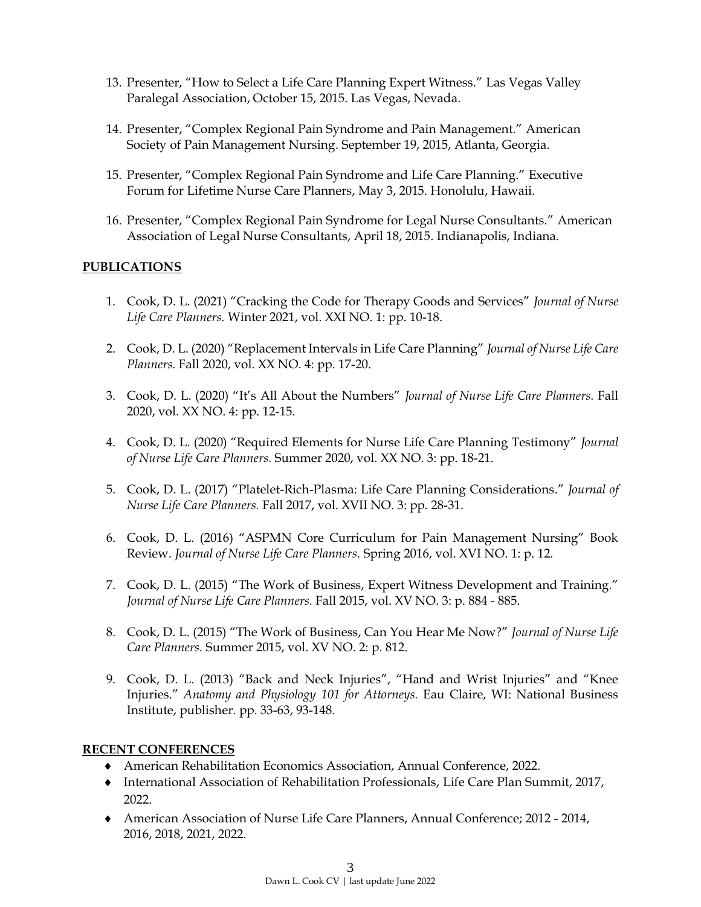13. Presenter, "How to Select a Life Care Planning Expert Witness." Las Vegas Valley Paralegal Association, October 15, 2015. Las Vegas, Nevada.

14. Presenter, "Complex Regional Pain Syndrome and Pain Management." American Society of Pain Management Nursing. September 19, 2015, Atlanta, Georgia.

15. Presenter, "Complex Regional Pain Syndrome and Life Care Planning." Executive Forum for Lifetime Nurse Care Planners, May 3, 2015. Honolulu, Hawaii.

16. Presenter, "Complex Regional Pain Syndrome for Legal Nurse Consultants." American Association of Legal Nurse Consultants, April 18, 2015. Indianapolis, Indiana.

## PUBLICATIONS

1. Cook, D. L. (2021) "Cracking the Code for Therapy Goods and Services" *Journal of Nurse Life Care Planners.* Winter 2021, vol. XXI NO. 1: pp. 10-18.

2. Cook, D. L. (2020) "Replacement Intervals in Life Care Planning" *Journal of Nurse Life Care Planners.* Fall 2020, vol. XX NO. 4: pp. 17-20.

3. Cook, D. L. (2020) "It's All About the Numbers" *Journal of Nurse Life Care Planners.* Fall 2020, vol. XX NO. 4: pp. 12-15.

4. Cook, D. L. (2020) "Required Elements for Nurse Life Care Planning Testimony" *Journal of Nurse Life Care Planners.* Summer 2020, vol. XX NO. 3: pp. 18-21.

5. Cook, D. L. (2017) "Platelet-Rich-Plasma: Life Care Planning Considerations." *Journal of Nurse Life Care Planners.* Fall 2017, vol. XVII NO. 3: pp. 28-31.

6. Cook, D. L. (2016) "ASPMN Core Curriculum for Pain Management Nursing" Book Review. *Journal of Nurse Life Care Planners.* Spring 2016, vol. XVI NO. 1: p. 12.

7. Cook, D. L. (2015) "The Work of Business, Expert Witness Development and Training." *Journal of Nurse Life Care Planners.* Fall 2015, vol. XV NO. 3: p. 884 - 885.

8. Cook, D. L. (2015) "The Work of Business, Can You Hear Me Now?" *Journal of Nurse Life Care Planners.* Summer 2015, vol. XV NO. 2: p. 812.

9. Cook, D. L. (2013) "Back and Neck Injuries", "Hand and Wrist Injuries" and "Knee Injuries." *Anatomy and Physiology 101 for Attorneys.* Eau Claire, WI: National Business Institute, publisher. pp. 33-63, 93-148.

## RECENT CONFERENCES

- American Rehabilitation Economics Association, Annual Conference, 2022.
- International Association of Rehabilitation Professionals, Life Care Plan Summit, 2017, 2022.
- American Association of Nurse Life Care Planners, Annual Conference; 2012 - 2014, 2016, 2018, 2021, 2022.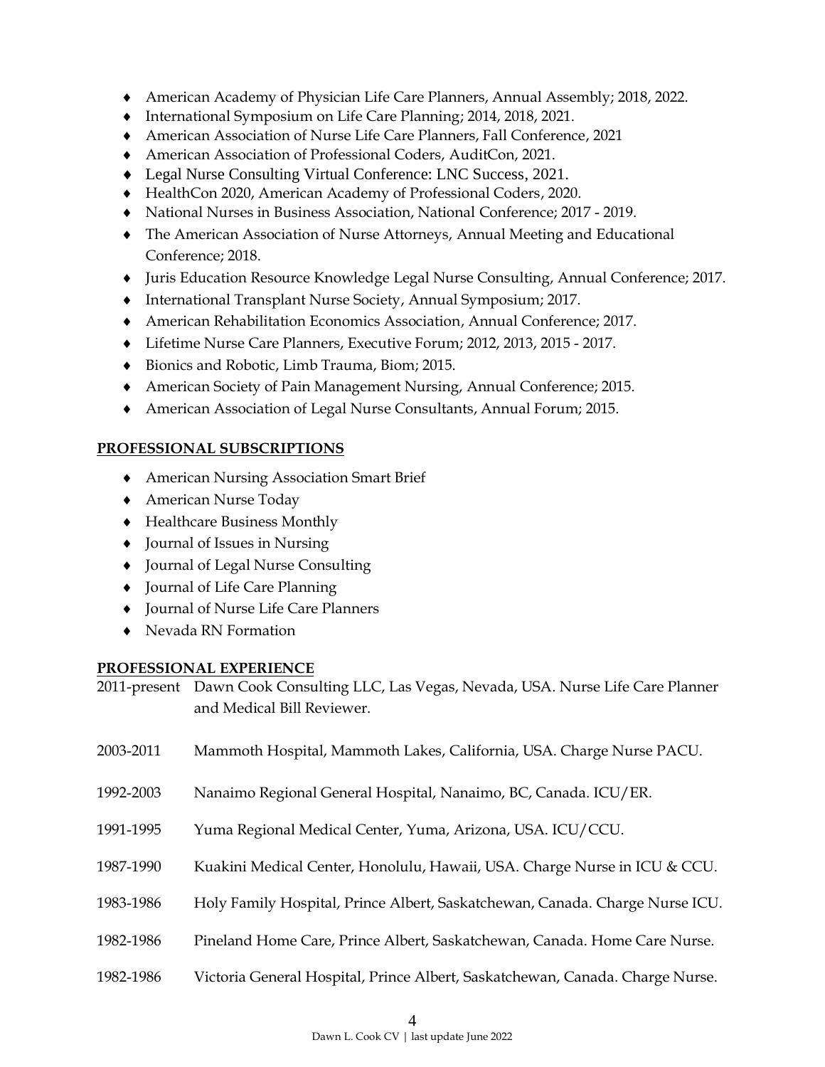- American Academy of Physician Life Care Planners, Annual Assembly; 2018, 2022.
- International Symposium on Life Care Planning; 2014, 2018, 2021.
- American Association of Nurse Life Care Planners, Fall Conference, 2021
- American Association of Professional Coders, AuditCon, 2021.
- Legal Nurse Consulting Virtual Conference: LNC Success, 2021.
- HealthCon 2020, American Academy of Professional Coders, 2020.
- National Nurses in Business Association, National Conference; 2017 - 2019.
- The American Association of Nurse Attorneys, Annual Meeting and Educational Conference; 2018.
- Juris Education Resource Knowledge Legal Nurse Consulting, Annual Conference; 2017.
- International Transplant Nurse Society, Annual Symposium; 2017.
- American Rehabilitation Economics Association, Annual Conference; 2017.
- Lifetime Nurse Care Planners, Executive Forum; 2012, 2013, 2015 - 2017.
- Bionics and Robotic, Limb Trauma, Biom; 2015.
- American Society of Pain Management Nursing, Annual Conference; 2015.
- American Association of Legal Nurse Consultants, Annual Forum; 2015.

## PROFESSIONAL SUBSCRIPTIONS

- American Nursing Association Smart Brief
- American Nurse Today
- Healthcare Business Monthly
- Journal of Issues in Nursing
- Journal of Legal Nurse Consulting
- Journal of Life Care Planning
- Journal of Nurse Life Care Planners
- Nevada RN Formation

## PROFESSIONAL EXPERIENCE

2011-present Dawn Cook Consulting LLC, Las Vegas, Nevada, USA. Nurse Life Care Planner and Medical Bill Reviewer.

2003-2011 Mammoth Hospital, Mammoth Lakes, California, USA. Charge Nurse PACU.

1992-2003 Nanaimo Regional General Hospital, Nanaimo, BC, Canada. ICU/ER.

1991-1995 Yuma Regional Medical Center, Yuma, Arizona, USA. ICU/CCU.

1987-1990 Kuakini Medical Center, Honolulu, Hawaii, USA. Charge Nurse in ICU & CCU.

1983-1986 Holy Family Hospital, Prince Albert, Saskatchewan, Canada. Charge Nurse ICU.

1982-1986 Pineland Home Care, Prince Albert, Saskatchewan, Canada. Home Care Nurse.

1982-1986 Victoria General Hospital, Prince Albert, Saskatchewan, Canada. Charge Nurse.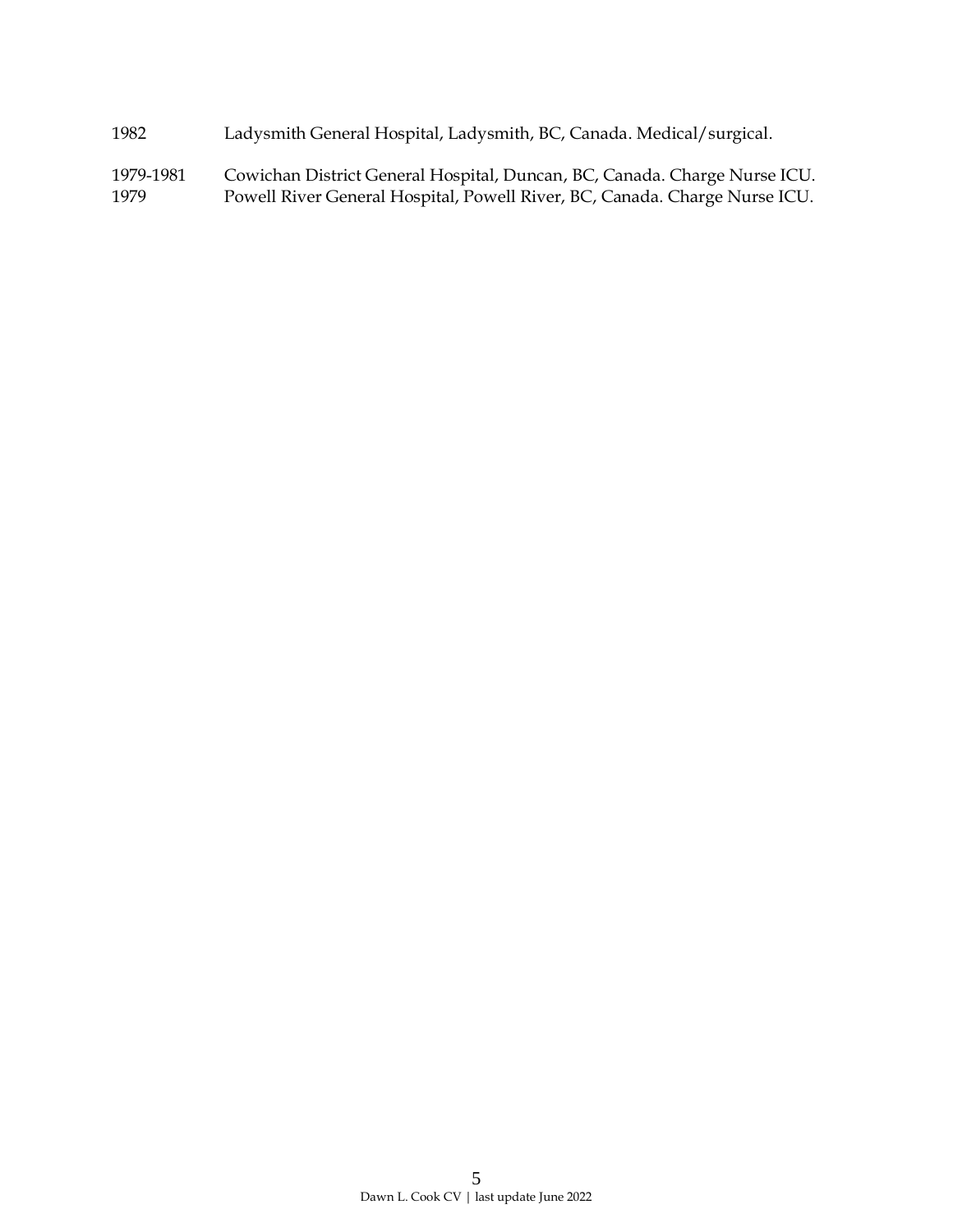1982 Ladysmith General Hospital, Ladysmith, BC, Canada. Medical/surgical.

1979-1981 Cowichan District General Hospital, Duncan, BC, Canada. Charge Nurse ICU.
1979 Powell River General Hospital, Powell River, BC, Canada. Charge Nurse ICU.